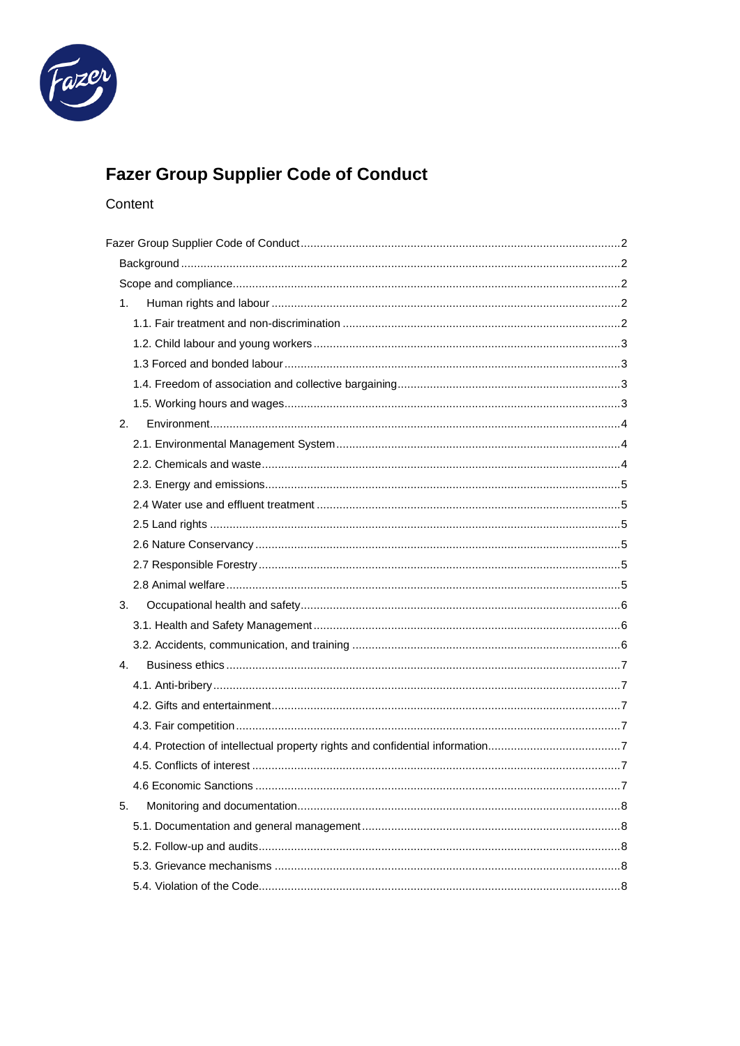# Fazer Group Supplier Code of Conduct

Content

- Fazer Group Supplier Code of Conduct ..... 2
  - Background ..... 2
  - Scope and compliance ..... 2
  - 1. Human rights and labour ..... 2
    - 1.1. Fair treatment and non-discrimination ..... 2
    - 1.2. Child labour and young workers ..... 3
    - 1.3 Forced and bonded labour ..... 3
    - 1.4. Freedom of association and collective bargaining ..... 3
    - 1.5. Working hours and wages ..... 3
  - 2. Environment ..... 4
    - 2.1. Environmental Management System ..... 4
    - 2.2. Chemicals and waste ..... 4
    - 2.3. Energy and emissions ..... 5
    - 2.4 Water use and effluent treatment ..... 5
    - 2.5 Land rights ..... 5
    - 2.6 Nature Conservancy ..... 5
    - 2.7 Responsible Forestry ..... 5
    - 2.8 Animal welfare ..... 5
  - 3. Occupational health and safety ..... 6
    - 3.1. Health and Safety Management ..... 6
    - 3.2. Accidents, communication, and training ..... 6
  - 4. Business ethics ..... 7
    - 4.1. Anti-bribery ..... 7
    - 4.2. Gifts and entertainment ..... 7
    - 4.3. Fair competition ..... 7
    - 4.4. Protection of intellectual property rights and confidential information ..... 7
    - 4.5. Conflicts of interest ..... 7
    - 4.6 Economic Sanctions ..... 7
  - 5. Monitoring and documentation ..... 8
    - 5.1. Documentation and general management ..... 8
    - 5.2. Follow-up and audits ..... 8
    - 5.3. Grievance mechanisms ..... 8
    - 5.4. Violation of the Code ..... 8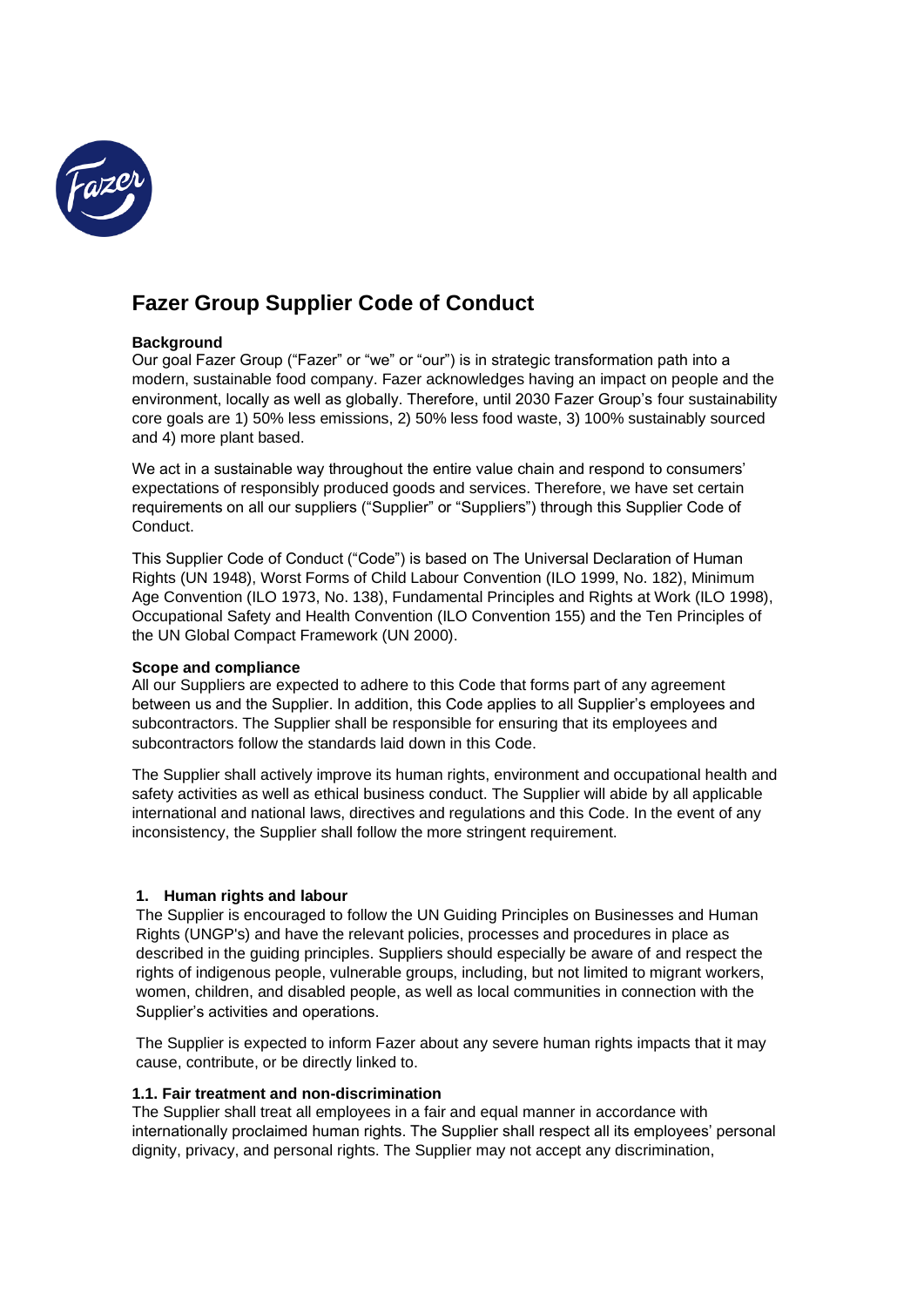# Fazer Group Supplier Code of Conduct

**Background**

Our goal Fazer Group ("Fazer" or "we" or "our") is in strategic transformation path into a modern, sustainable food company. Fazer acknowledges having an impact on people and the environment, locally as well as globally. Therefore, until 2030 Fazer Group's four sustainability core goals are 1) 50% less emissions, 2) 50% less food waste, 3) 100% sustainably sourced and 4) more plant based.

We act in a sustainable way throughout the entire value chain and respond to consumers' expectations of responsibly produced goods and services. Therefore, we have set certain requirements on all our suppliers ("Supplier" or "Suppliers") through this Supplier Code of Conduct.

This Supplier Code of Conduct ("Code") is based on The Universal Declaration of Human Rights (UN 1948), Worst Forms of Child Labour Convention (ILO 1999, No. 182), Minimum Age Convention (ILO 1973, No. 138), Fundamental Principles and Rights at Work (ILO 1998), Occupational Safety and Health Convention (ILO Convention 155) and the Ten Principles of the UN Global Compact Framework (UN 2000).

**Scope and compliance**

All our Suppliers are expected to adhere to this Code that forms part of any agreement between us and the Supplier. In addition, this Code applies to all Supplier's employees and subcontractors. The Supplier shall be responsible for ensuring that its employees and subcontractors follow the standards laid down in this Code.

The Supplier shall actively improve its human rights, environment and occupational health and safety activities as well as ethical business conduct. The Supplier will abide by all applicable international and national laws, directives and regulations and this Code. In the event of any inconsistency, the Supplier shall follow the more stringent requirement.

## 1. Human rights and labour

The Supplier is encouraged to follow the UN Guiding Principles on Businesses and Human Rights (UNGP's) and have the relevant policies, processes and procedures in place as described in the guiding principles. Suppliers should especially be aware of and respect the rights of indigenous people, vulnerable groups, including, but not limited to migrant workers, women, children, and disabled people, as well as local communities in connection with the Supplier's activities and operations.

The Supplier is expected to inform Fazer about any severe human rights impacts that it may cause, contribute, or be directly linked to.

### 1.1. Fair treatment and non-discrimination

The Supplier shall treat all employees in a fair and equal manner in accordance with internationally proclaimed human rights. The Supplier shall respect all its employees' personal dignity, privacy, and personal rights. The Supplier may not accept any discrimination,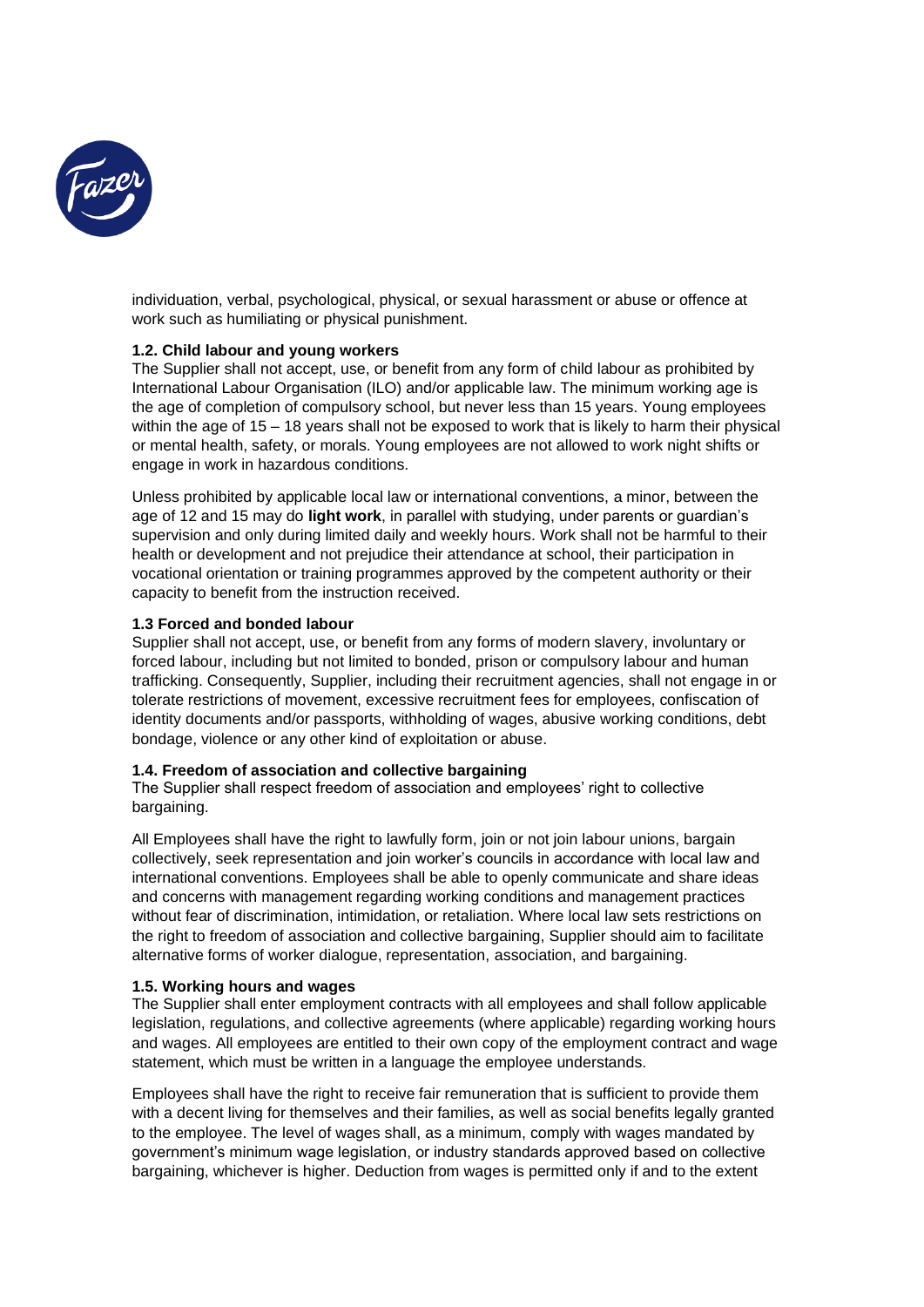individuation, verbal, psychological, physical, or sexual harassment or abuse or offence at work such as humiliating or physical punishment.

### 1.2. Child labour and young workers

The Supplier shall not accept, use, or benefit from any form of child labour as prohibited by International Labour Organisation (ILO) and/or applicable law. The minimum working age is the age of completion of compulsory school, but never less than 15 years. Young employees within the age of 15 – 18 years shall not be exposed to work that is likely to harm their physical or mental health, safety, or morals. Young employees are not allowed to work night shifts or engage in work in hazardous conditions.

Unless prohibited by applicable local law or international conventions, a minor, between the age of 12 and 15 may do **light work**, in parallel with studying, under parents or guardian's supervision and only during limited daily and weekly hours. Work shall not be harmful to their health or development and not prejudice their attendance at school, their participation in vocational orientation or training programmes approved by the competent authority or their capacity to benefit from the instruction received.

### 1.3 Forced and bonded labour

Supplier shall not accept, use, or benefit from any forms of modern slavery, involuntary or forced labour, including but not limited to bonded, prison or compulsory labour and human trafficking. Consequently, Supplier, including their recruitment agencies, shall not engage in or tolerate restrictions of movement, excessive recruitment fees for employees, confiscation of identity documents and/or passports, withholding of wages, abusive working conditions, debt bondage, violence or any other kind of exploitation or abuse.

### 1.4. Freedom of association and collective bargaining

The Supplier shall respect freedom of association and employees' right to collective bargaining.

All Employees shall have the right to lawfully form, join or not join labour unions, bargain collectively, seek representation and join worker's councils in accordance with local law and international conventions. Employees shall be able to openly communicate and share ideas and concerns with management regarding working conditions and management practices without fear of discrimination, intimidation, or retaliation. Where local law sets restrictions on the right to freedom of association and collective bargaining, Supplier should aim to facilitate alternative forms of worker dialogue, representation, association, and bargaining.

### 1.5. Working hours and wages

The Supplier shall enter employment contracts with all employees and shall follow applicable legislation, regulations, and collective agreements (where applicable) regarding working hours and wages. All employees are entitled to their own copy of the employment contract and wage statement, which must be written in a language the employee understands.

Employees shall have the right to receive fair remuneration that is sufficient to provide them with a decent living for themselves and their families, as well as social benefits legally granted to the employee. The level of wages shall, as a minimum, comply with wages mandated by government's minimum wage legislation, or industry standards approved based on collective bargaining, whichever is higher. Deduction from wages is permitted only if and to the extent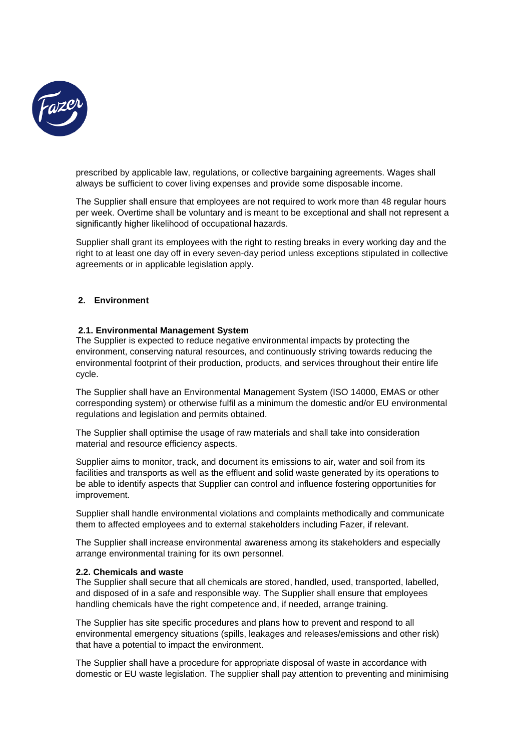prescribed by applicable law, regulations, or collective bargaining agreements. Wages shall always be sufficient to cover living expenses and provide some disposable income.

The Supplier shall ensure that employees are not required to work more than 48 regular hours per week. Overtime shall be voluntary and is meant to be exceptional and shall not represent a significantly higher likelihood of occupational hazards.

Supplier shall grant its employees with the right to resting breaks in every working day and the right to at least one day off in every seven-day period unless exceptions stipulated in collective agreements or in applicable legislation apply.

## 2. Environment

### 2.1. Environmental Management System

The Supplier is expected to reduce negative environmental impacts by protecting the environment, conserving natural resources, and continuously striving towards reducing the environmental footprint of their production, products, and services throughout their entire life cycle.

The Supplier shall have an Environmental Management System (ISO 14000, EMAS or other corresponding system) or otherwise fulfil as a minimum the domestic and/or EU environmental regulations and legislation and permits obtained.

The Supplier shall optimise the usage of raw materials and shall take into consideration material and resource efficiency aspects.

Supplier aims to monitor, track, and document its emissions to air, water and soil from its facilities and transports as well as the effluent and solid waste generated by its operations to be able to identify aspects that Supplier can control and influence fostering opportunities for improvement.

Supplier shall handle environmental violations and complaints methodically and communicate them to affected employees and to external stakeholders including Fazer, if relevant.

The Supplier shall increase environmental awareness among its stakeholders and especially arrange environmental training for its own personnel.

### 2.2. Chemicals and waste

The Supplier shall secure that all chemicals are stored, handled, used, transported, labelled, and disposed of in a safe and responsible way. The Supplier shall ensure that employees handling chemicals have the right competence and, if needed, arrange training.

The Supplier has site specific procedures and plans how to prevent and respond to all environmental emergency situations (spills, leakages and releases/emissions and other risk) that have a potential to impact the environment.

The Supplier shall have a procedure for appropriate disposal of waste in accordance with domestic or EU waste legislation. The supplier shall pay attention to preventing and minimising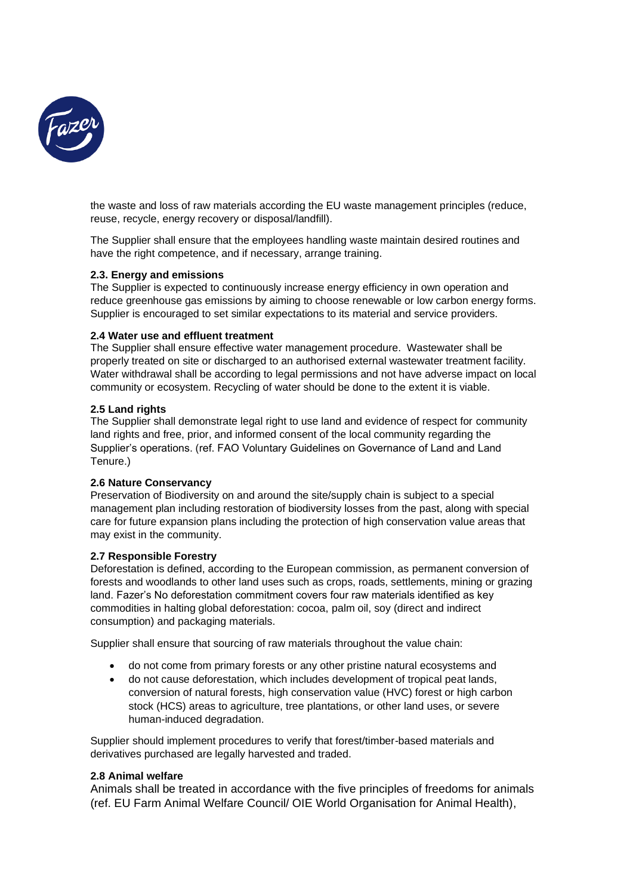the waste and loss of raw materials according the EU waste management principles (reduce, reuse, recycle, energy recovery or disposal/landfill).

The Supplier shall ensure that the employees handling waste maintain desired routines and have the right competence, and if necessary, arrange training.

**2.3. Energy and emissions**

The Supplier is expected to continuously increase energy efficiency in own operation and reduce greenhouse gas emissions by aiming to choose renewable or low carbon energy forms. Supplier is encouraged to set similar expectations to its material and service providers.

**2.4 Water use and effluent treatment**

The Supplier shall ensure effective water management procedure. Wastewater shall be properly treated on site or discharged to an authorised external wastewater treatment facility. Water withdrawal shall be according to legal permissions and not have adverse impact on local community or ecosystem. Recycling of water should be done to the extent it is viable.

**2.5 Land rights**

The Supplier shall demonstrate legal right to use land and evidence of respect for community land rights and free, prior, and informed consent of the local community regarding the Supplier's operations. (ref. FAO Voluntary Guidelines on Governance of Land and Land Tenure.)

**2.6 Nature Conservancy**

Preservation of Biodiversity on and around the site/supply chain is subject to a special management plan including restoration of biodiversity losses from the past, along with special care for future expansion plans including the protection of high conservation value areas that may exist in the community.

**2.7 Responsible Forestry**

Deforestation is defined, according to the European commission, as permanent conversion of forests and woodlands to other land uses such as crops, roads, settlements, mining or grazing land. Fazer's No deforestation commitment covers four raw materials identified as key commodities in halting global deforestation: cocoa, palm oil, soy (direct and indirect consumption) and packaging materials.

Supplier shall ensure that sourcing of raw materials throughout the value chain:

- do not come from primary forests or any other pristine natural ecosystems and
- do not cause deforestation, which includes development of tropical peat lands, conversion of natural forests, high conservation value (HVC) forest or high carbon stock (HCS) areas to agriculture, tree plantations, or other land uses, or severe human-induced degradation.

Supplier should implement procedures to verify that forest/timber-based materials and derivatives purchased are legally harvested and traded.

**2.8 Animal welfare**

Animals shall be treated in accordance with the five principles of freedoms for animals (ref. EU Farm Animal Welfare Council/ OIE World Organisation for Animal Health),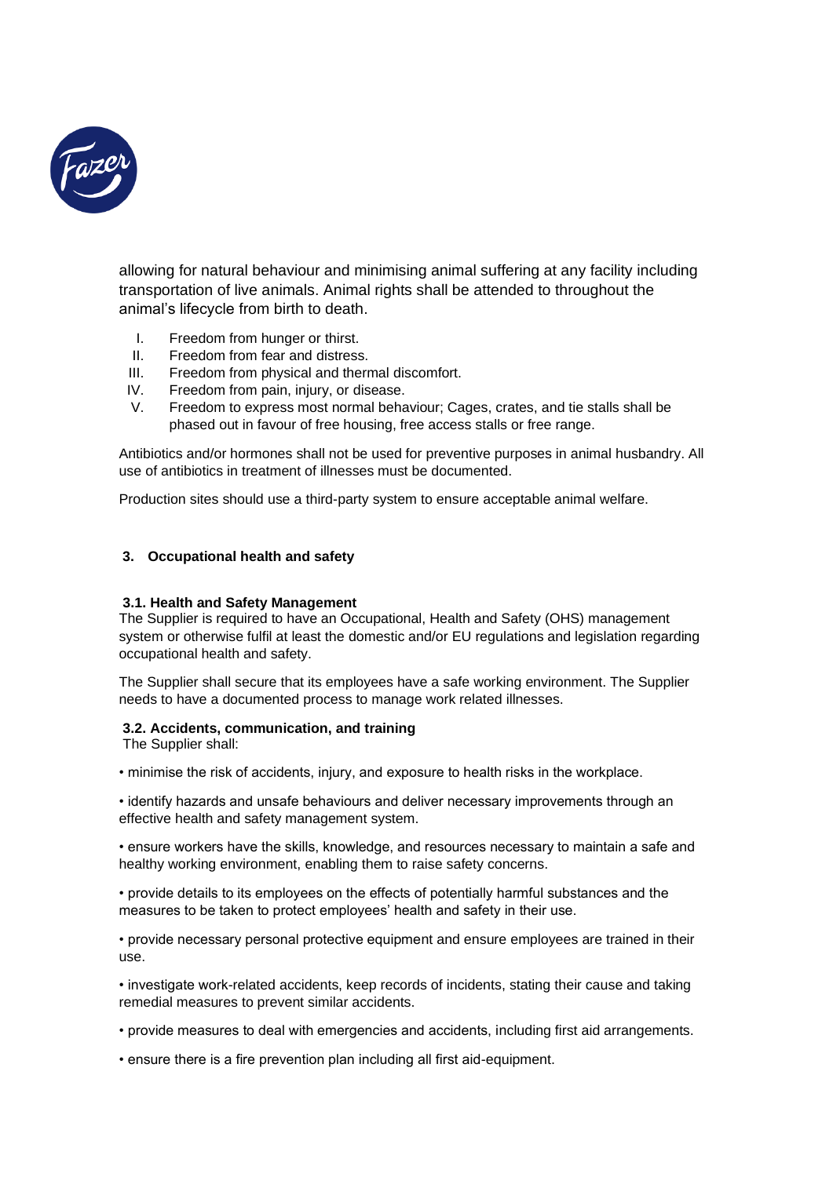allowing for natural behaviour and minimising animal suffering at any facility including transportation of live animals. Animal rights shall be attended to throughout the animal's lifecycle from birth to death.

I. Freedom from hunger or thirst.
II. Freedom from fear and distress.
III. Freedom from physical and thermal discomfort.
IV. Freedom from pain, injury, or disease.
V. Freedom to express most normal behaviour; Cages, crates, and tie stalls shall be phased out in favour of free housing, free access stalls or free range.

Antibiotics and/or hormones shall not be used for preventive purposes in animal husbandry. All use of antibiotics in treatment of illnesses must be documented.

Production sites should use a third-party system to ensure acceptable animal welfare.

## 3. Occupational health and safety

### 3.1. Health and Safety Management

The Supplier is required to have an Occupational, Health and Safety (OHS) management system or otherwise fulfil at least the domestic and/or EU regulations and legislation regarding occupational health and safety.

The Supplier shall secure that its employees have a safe working environment. The Supplier needs to have a documented process to manage work related illnesses.

### 3.2. Accidents, communication, and training

The Supplier shall:

- minimise the risk of accidents, injury, and exposure to health risks in the workplace.
- identify hazards and unsafe behaviours and deliver necessary improvements through an effective health and safety management system.
- ensure workers have the skills, knowledge, and resources necessary to maintain a safe and healthy working environment, enabling them to raise safety concerns.
- provide details to its employees on the effects of potentially harmful substances and the measures to be taken to protect employees' health and safety in their use.
- provide necessary personal protective equipment and ensure employees are trained in their use.
- investigate work-related accidents, keep records of incidents, stating their cause and taking remedial measures to prevent similar accidents.
- provide measures to deal with emergencies and accidents, including first aid arrangements.
- ensure there is a fire prevention plan including all first aid-equipment.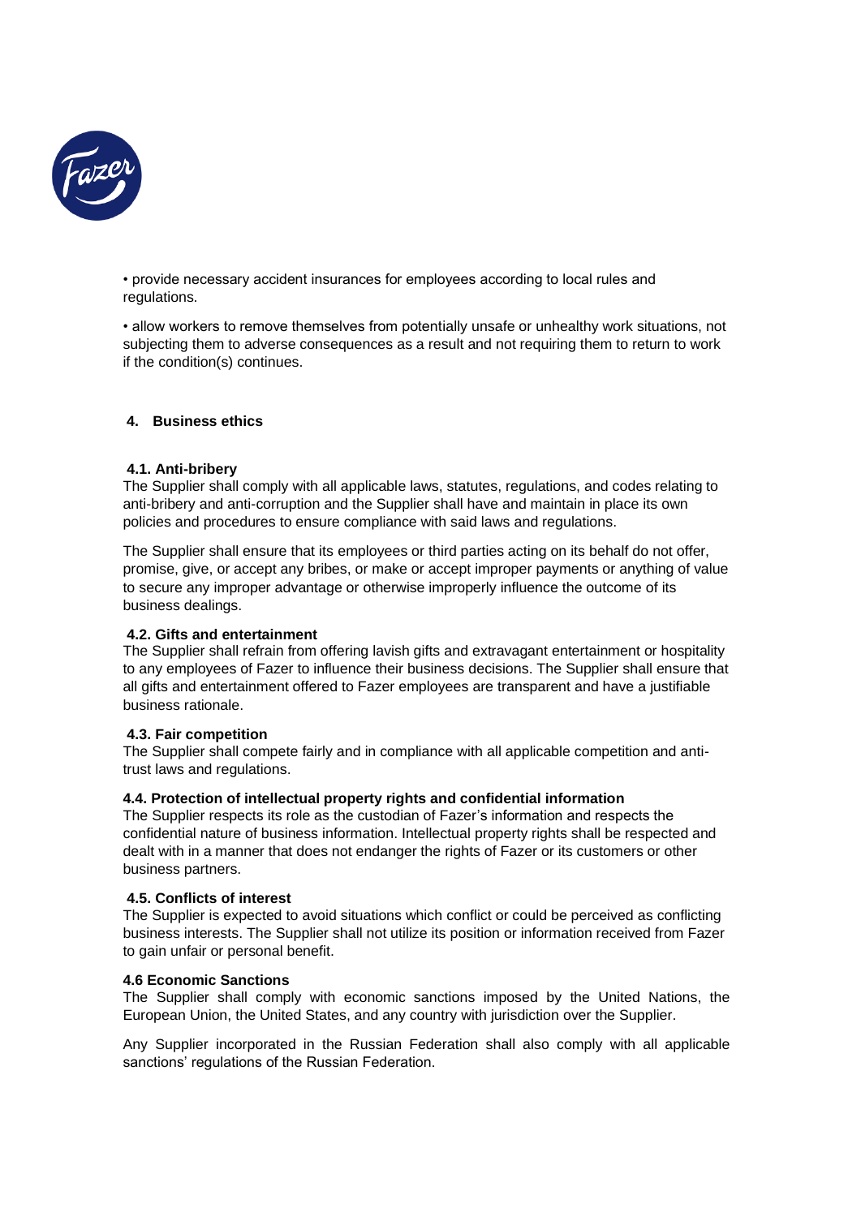• provide necessary accident insurances for employees according to local rules and regulations.

• allow workers to remove themselves from potentially unsafe or unhealthy work situations, not subjecting them to adverse consequences as a result and not requiring them to return to work if the condition(s) continues.

## 4. Business ethics

### 4.1. Anti-bribery

The Supplier shall comply with all applicable laws, statutes, regulations, and codes relating to anti-bribery and anti-corruption and the Supplier shall have and maintain in place its own policies and procedures to ensure compliance with said laws and regulations.

The Supplier shall ensure that its employees or third parties acting on its behalf do not offer, promise, give, or accept any bribes, or make or accept improper payments or anything of value to secure any improper advantage or otherwise improperly influence the outcome of its business dealings.

### 4.2. Gifts and entertainment

The Supplier shall refrain from offering lavish gifts and extravagant entertainment or hospitality to any employees of Fazer to influence their business decisions. The Supplier shall ensure that all gifts and entertainment offered to Fazer employees are transparent and have a justifiable business rationale.

### 4.3. Fair competition

The Supplier shall compete fairly and in compliance with all applicable competition and anti-trust laws and regulations.

### 4.4. Protection of intellectual property rights and confidential information

The Supplier respects its role as the custodian of Fazer's information and respects the confidential nature of business information. Intellectual property rights shall be respected and dealt with in a manner that does not endanger the rights of Fazer or its customers or other business partners.

### 4.5. Conflicts of interest

The Supplier is expected to avoid situations which conflict or could be perceived as conflicting business interests. The Supplier shall not utilize its position or information received from Fazer to gain unfair or personal benefit.

### 4.6 Economic Sanctions

The Supplier shall comply with economic sanctions imposed by the United Nations, the European Union, the United States, and any country with jurisdiction over the Supplier.

Any Supplier incorporated in the Russian Federation shall also comply with all applicable sanctions' regulations of the Russian Federation.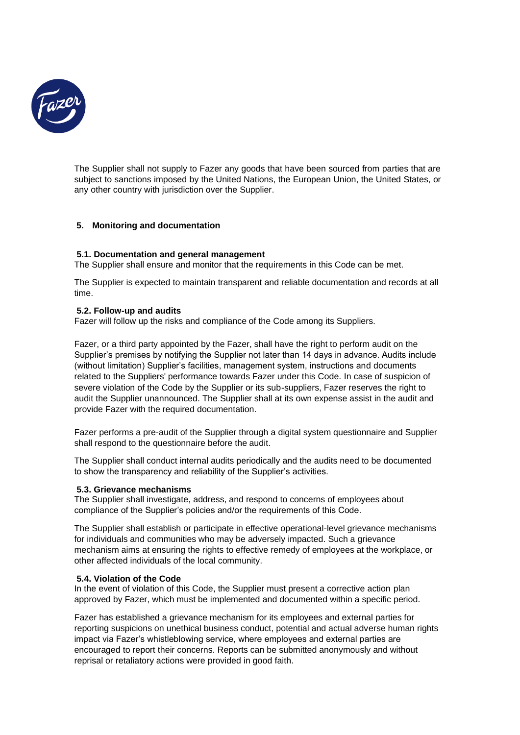The Supplier shall not supply to Fazer any goods that have been sourced from parties that are subject to sanctions imposed by the United Nations, the European Union, the United States, or any other country with jurisdiction over the Supplier.

## 5. Monitoring and documentation

### 5.1. Documentation and general management

The Supplier shall ensure and monitor that the requirements in this Code can be met.

The Supplier is expected to maintain transparent and reliable documentation and records at all time.

### 5.2. Follow-up and audits

Fazer will follow up the risks and compliance of the Code among its Suppliers.

Fazer, or a third party appointed by the Fazer, shall have the right to perform audit on the Supplier's premises by notifying the Supplier not later than 14 days in advance. Audits include (without limitation) Supplier's facilities, management system, instructions and documents related to the Suppliers' performance towards Fazer under this Code. In case of suspicion of severe violation of the Code by the Supplier or its sub-suppliers, Fazer reserves the right to audit the Supplier unannounced. The Supplier shall at its own expense assist in the audit and provide Fazer with the required documentation.

Fazer performs a pre-audit of the Supplier through a digital system questionnaire and Supplier shall respond to the questionnaire before the audit.

The Supplier shall conduct internal audits periodically and the audits need to be documented to show the transparency and reliability of the Supplier's activities.

### 5.3. Grievance mechanisms

The Supplier shall investigate, address, and respond to concerns of employees about compliance of the Supplier's policies and/or the requirements of this Code.

The Supplier shall establish or participate in effective operational-level grievance mechanisms for individuals and communities who may be adversely impacted. Such a grievance mechanism aims at ensuring the rights to effective remedy of employees at the workplace, or other affected individuals of the local community.

### 5.4. Violation of the Code

In the event of violation of this Code, the Supplier must present a corrective action plan approved by Fazer, which must be implemented and documented within a specific period.

Fazer has established a grievance mechanism for its employees and external parties for reporting suspicions on unethical business conduct, potential and actual adverse human rights impact via Fazer's whistleblowing service, where employees and external parties are encouraged to report their concerns. Reports can be submitted anonymously and without reprisal or retaliatory actions were provided in good faith.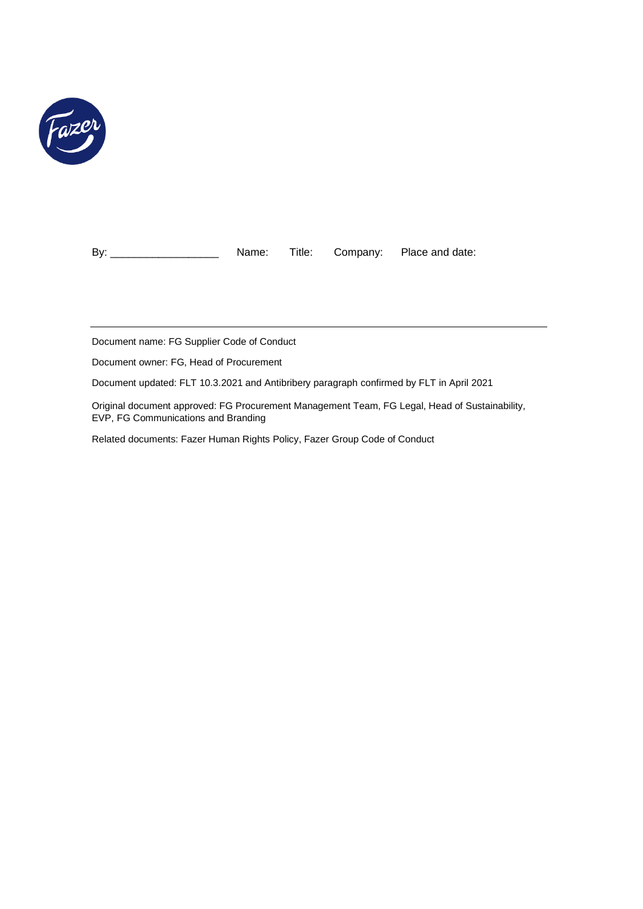By: __________________ Name: Title: Company: Place and date:

---

Document name: FG Supplier Code of Conduct

Document owner: FG, Head of Procurement

Document updated: FLT 10.3.2021 and Antibribery paragraph confirmed by FLT in April 2021

Original document approved: FG Procurement Management Team, FG Legal, Head of Sustainability, EVP, FG Communications and Branding

Related documents: Fazer Human Rights Policy, Fazer Group Code of Conduct